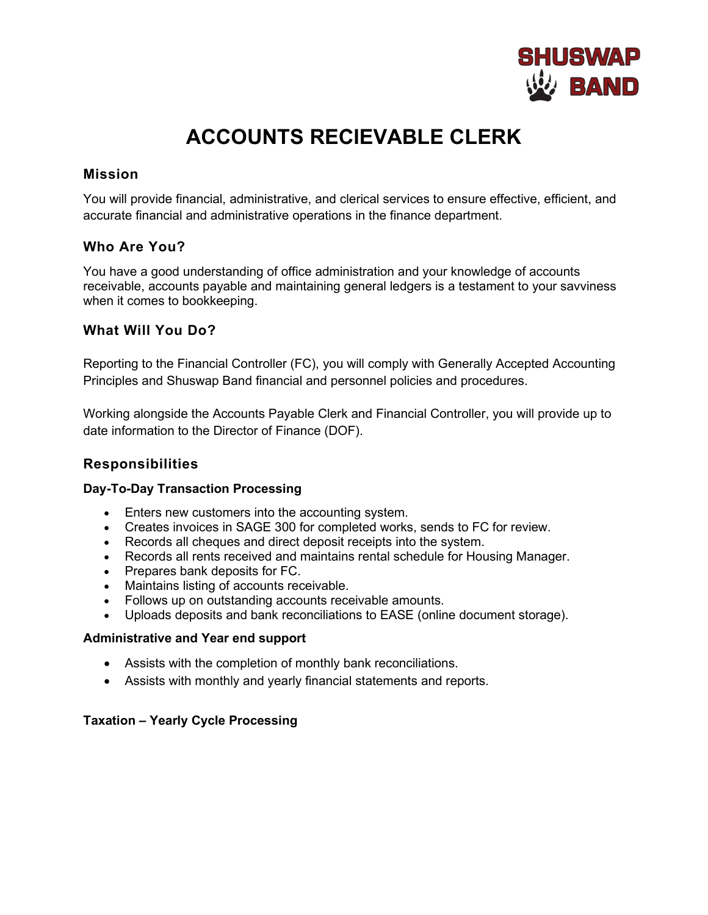SHUSWAP BAND

# ACCOUNTS RECIEVABLE CLERK

## Mission

You will provide financial, administrative, and clerical services to ensure effective, efficient, and accurate financial and administrative operations in the finance department.

## Who Are You?

You have a good understanding of office administration and your knowledge of accounts receivable, accounts payable and maintaining general ledgers is a testament to your savviness when it comes to bookkeeping.

## What Will You Do?

Reporting to the Financial Controller (FC), you will comply with Generally Accepted Accounting Principles and Shuswap Band financial and personnel policies and procedures.

Working alongside the Accounts Payable Clerk and Financial Controller, you will provide up to date information to the Director of Finance (DOF).

## Responsibilities

### Day-To-Day Transaction Processing

- Enters new customers into the accounting system.
- Creates invoices in SAGE 300 for completed works, sends to FC for review.
- Records all cheques and direct deposit receipts into the system.
- Records all rents received and maintains rental schedule for Housing Manager.
- Prepares bank deposits for FC.
- Maintains listing of accounts receivable.
- Follows up on outstanding accounts receivable amounts.
- Uploads deposits and bank reconciliations to EASE (online document storage).

### Administrative and Year end support

- Assists with the completion of monthly bank reconciliations.
- Assists with monthly and yearly financial statements and reports.

### Taxation – Yearly Cycle Processing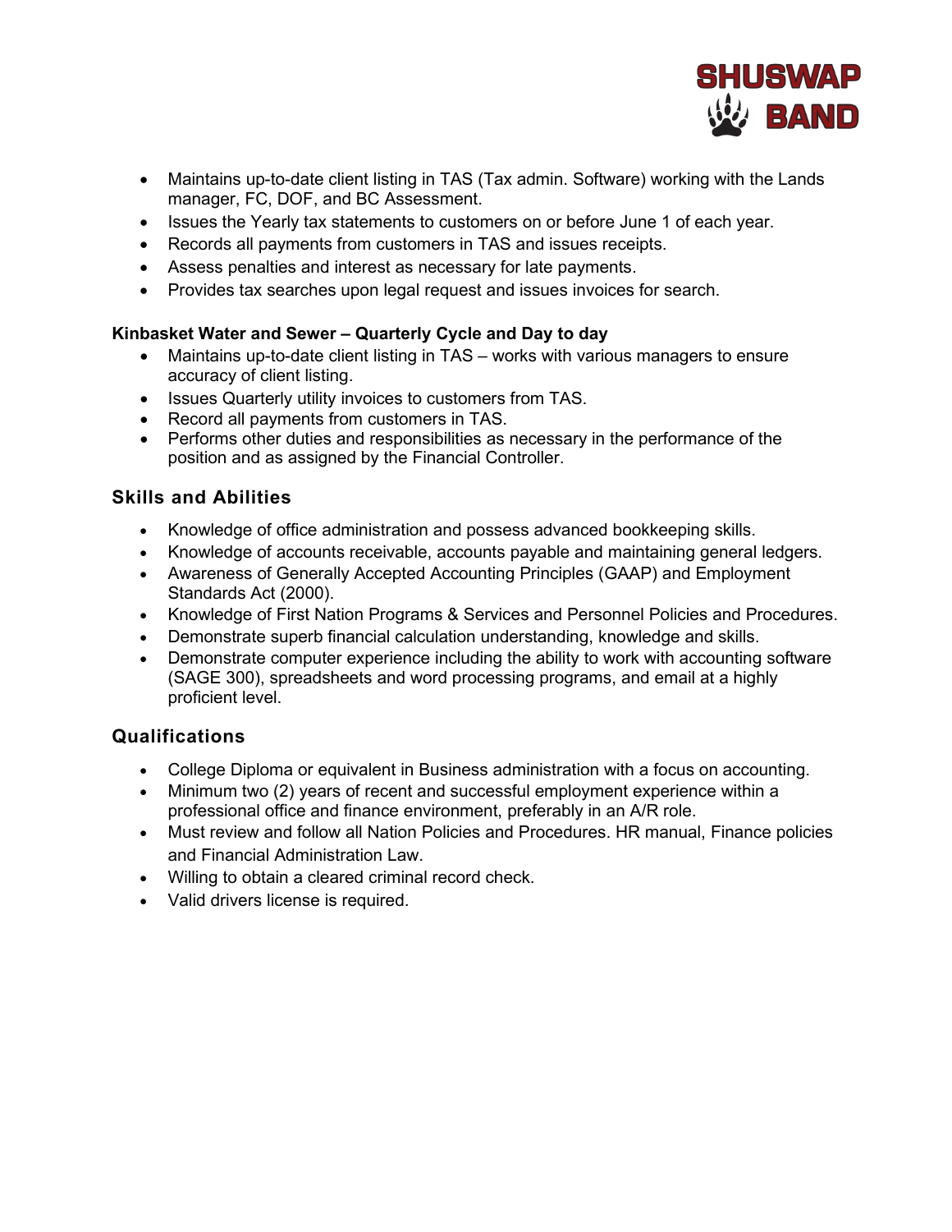- Maintains up-to-date client listing in TAS (Tax admin. Software) working with the Lands manager, FC, DOF, and BC Assessment.
- Issues the Yearly tax statements to customers on or before June 1 of each year.
- Records all payments from customers in TAS and issues receipts.
- Assess penalties and interest as necessary for late payments.
- Provides tax searches upon legal request and issues invoices for search.

**Kinbasket Water and Sewer – Quarterly Cycle and Day to day**

- Maintains up-to-date client listing in TAS – works with various managers to ensure accuracy of client listing.
- Issues Quarterly utility invoices to customers from TAS.
- Record all payments from customers in TAS.
- Performs other duties and responsibilities as necessary in the performance of the position and as assigned by the Financial Controller.

## Skills and Abilities

- Knowledge of office administration and possess advanced bookkeeping skills.
- Knowledge of accounts receivable, accounts payable and maintaining general ledgers.
- Awareness of Generally Accepted Accounting Principles (GAAP) and Employment Standards Act (2000).
- Knowledge of First Nation Programs & Services and Personnel Policies and Procedures.
- Demonstrate superb financial calculation understanding, knowledge and skills.
- Demonstrate computer experience including the ability to work with accounting software (SAGE 300), spreadsheets and word processing programs, and email at a highly proficient level.

## Qualifications

- College Diploma or equivalent in Business administration with a focus on accounting.
- Minimum two (2) years of recent and successful employment experience within a professional office and finance environment, preferably in an A/R role.
- Must review and follow all Nation Policies and Procedures. HR manual, Finance policies and Financial Administration Law.
- Willing to obtain a cleared criminal record check.
- Valid drivers license is required.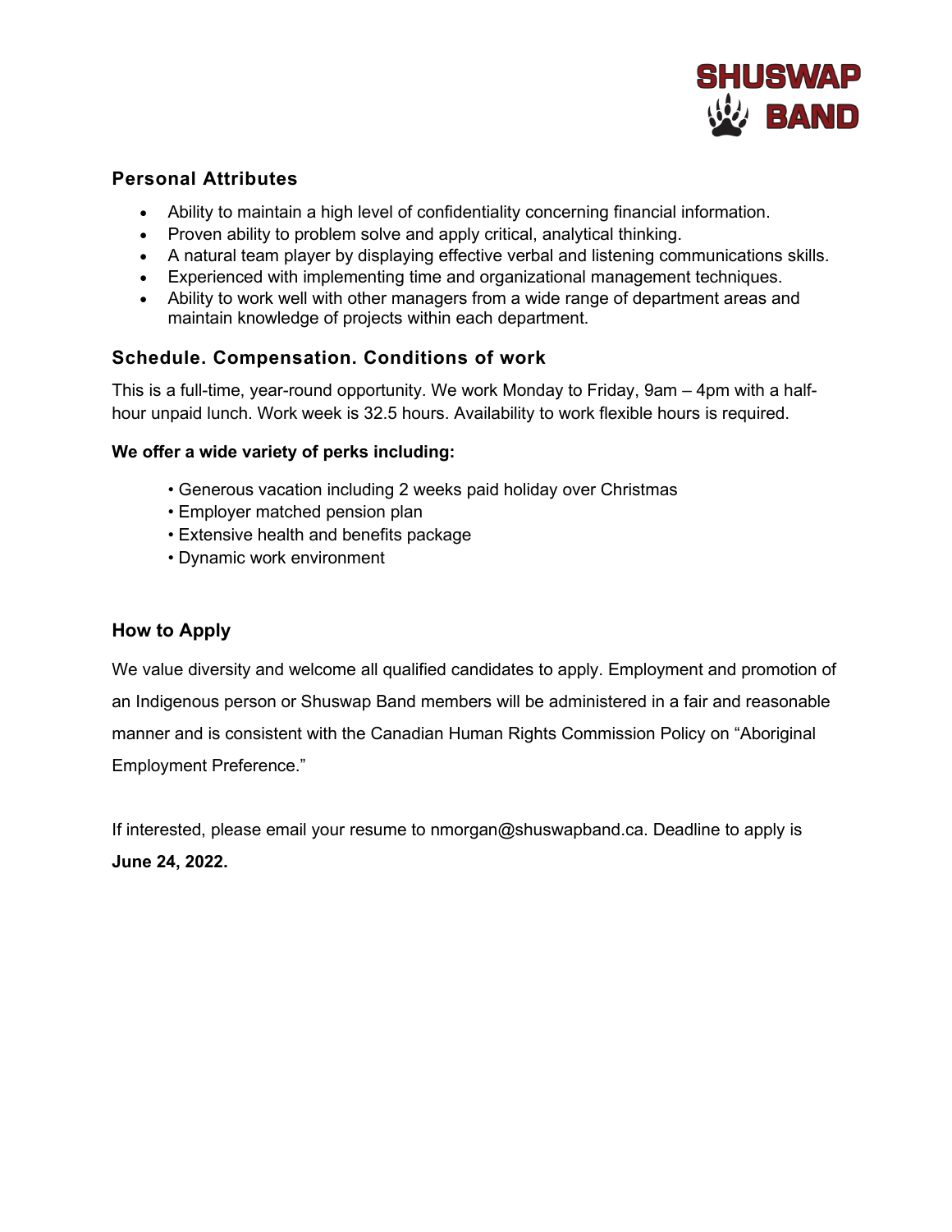## Personal Attributes

- Ability to maintain a high level of confidentiality concerning financial information.
- Proven ability to problem solve and apply critical, analytical thinking.
- A natural team player by displaying effective verbal and listening communications skills.
- Experienced with implementing time and organizational management techniques.
- Ability to work well with other managers from a wide range of department areas and maintain knowledge of projects within each department.

## Schedule. Compensation. Conditions of work

This is a full-time, year-round opportunity. We work Monday to Friday, 9am – 4pm with a half-hour unpaid lunch. Work week is 32.5 hours. Availability to work flexible hours is required.

**We offer a wide variety of perks including:**

- Generous vacation including 2 weeks paid holiday over Christmas
- Employer matched pension plan
- Extensive health and benefits package
- Dynamic work environment

## How to Apply

We value diversity and welcome all qualified candidates to apply. Employment and promotion of an Indigenous person or Shuswap Band members will be administered in a fair and reasonable manner and is consistent with the Canadian Human Rights Commission Policy on "Aboriginal Employment Preference."

If interested, please email your resume to nmorgan@shuswapband.ca. Deadline to apply is **June 24, 2022.**